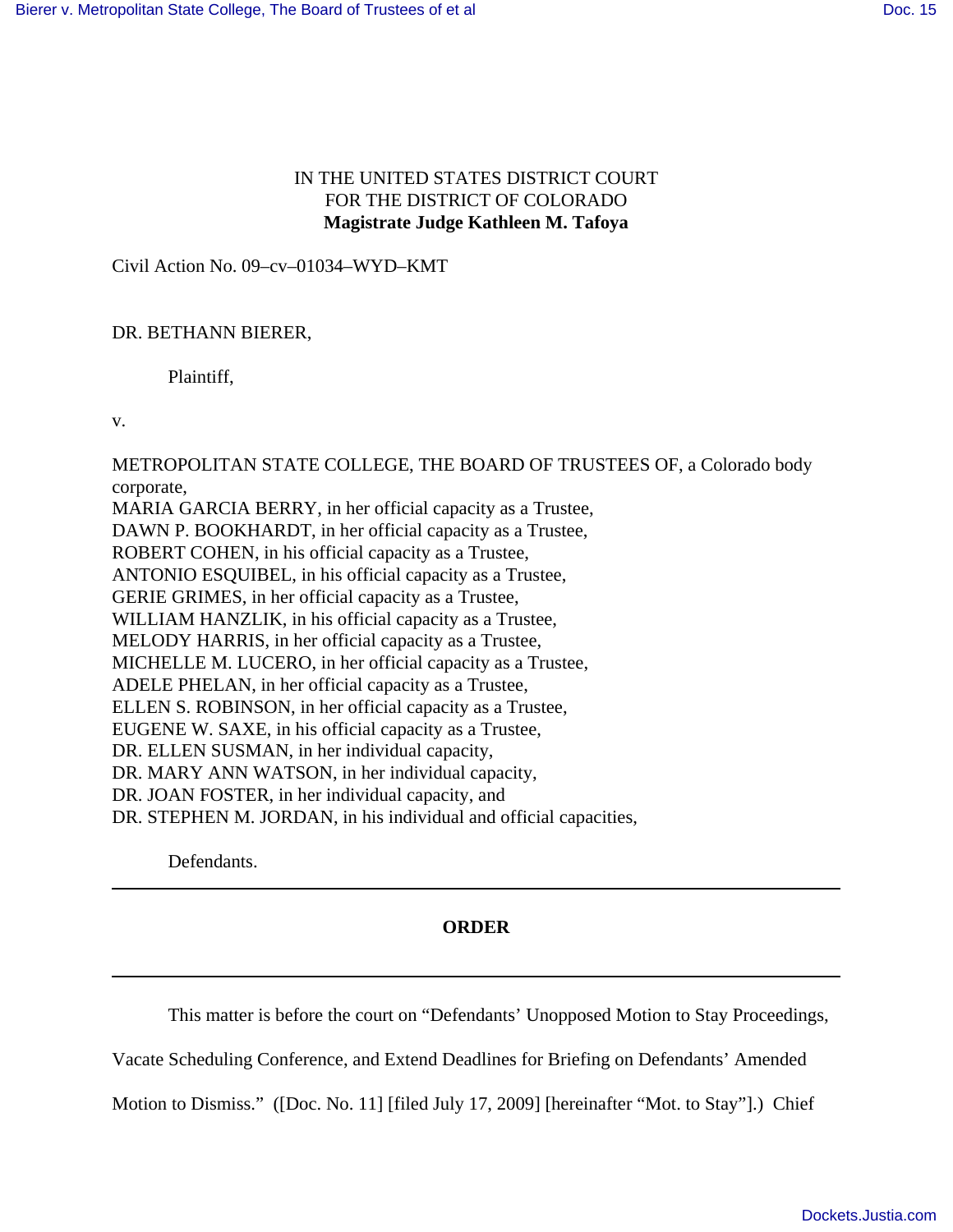IN THE UNITED STATES DISTRICT COURT
FOR THE DISTRICT OF COLORADO
**Magistrate Judge Kathleen M. Tafoya**

Civil Action No. 09–cv–01034–WYD–KMT

DR. BETHANN BIERER,

Plaintiff,

v.

METROPOLITAN STATE COLLEGE, THE BOARD OF TRUSTEES OF, a Colorado body corporate,
MARIA GARCIA BERRY, in her official capacity as a Trustee,
DAWN P. BOOKHARDT, in her official capacity as a Trustee,
ROBERT COHEN, in his official capacity as a Trustee,
ANTONIO ESQUIBEL, in his official capacity as a Trustee,
GERIE GRIMES, in her official capacity as a Trustee,
WILLIAM HANZLIK, in his official capacity as a Trustee,
MELODY HARRIS, in her official capacity as a Trustee,
MICHELLE M. LUCERO, in her official capacity as a Trustee,
ADELE PHELAN, in her official capacity as a Trustee,
ELLEN S. ROBINSON, in her official capacity as a Trustee,
EUGENE W. SAXE, in his official capacity as a Trustee,
DR. ELLEN SUSMAN, in her individual capacity,
DR. MARY ANN WATSON, in her individual capacity,
DR. JOAN FOSTER, in her individual capacity, and
DR. STEPHEN M. JORDAN, in his individual and official capacities,

Defendants.

---

**ORDER**

---

This matter is before the court on "Defendants' Unopposed Motion to Stay Proceedings, Vacate Scheduling Conference, and Extend Deadlines for Briefing on Defendants' Amended Motion to Dismiss." ([Doc. No. 11] [filed July 17, 2009] [hereinafter "Mot. to Stay"].) Chief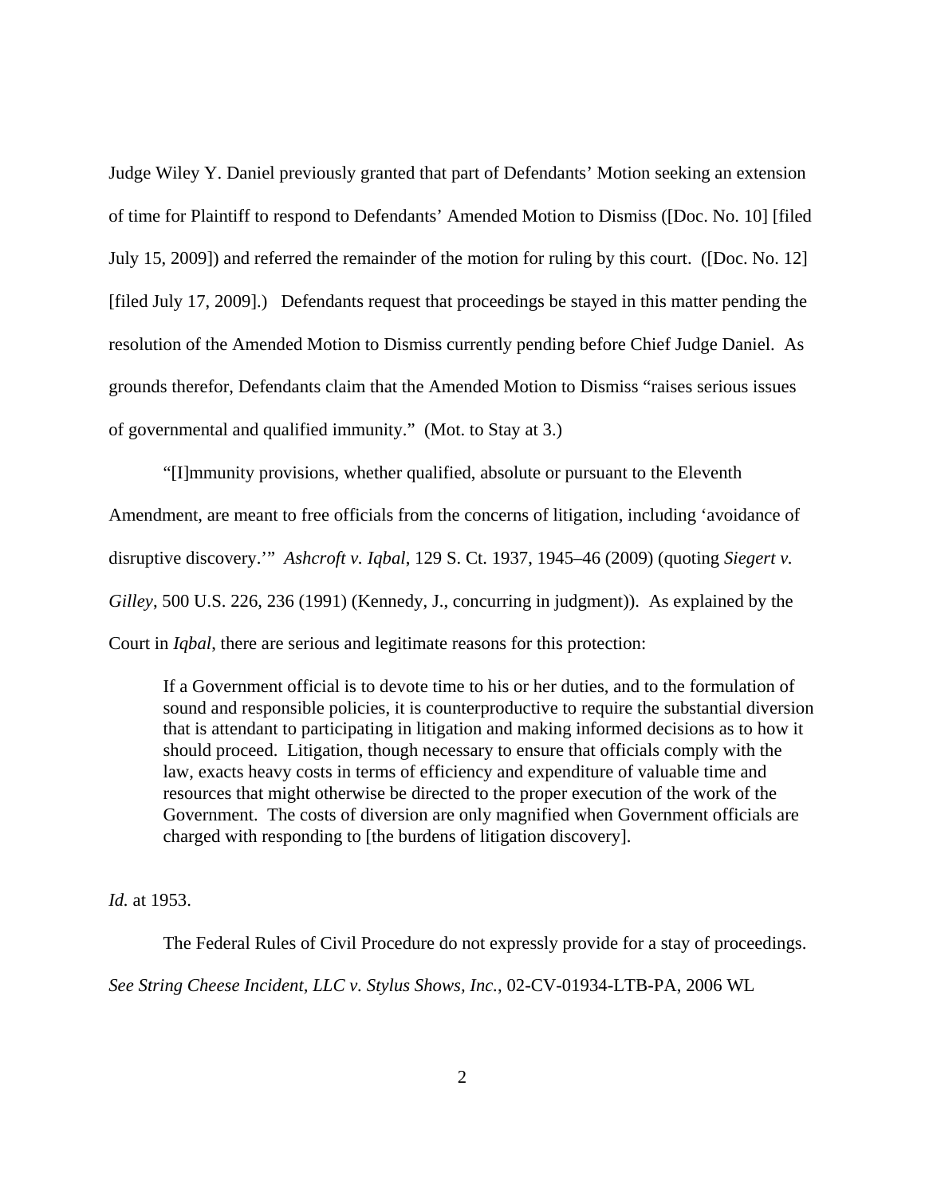Judge Wiley Y. Daniel previously granted that part of Defendants' Motion seeking an extension of time for Plaintiff to respond to Defendants' Amended Motion to Dismiss ([Doc. No. 10] [filed July 15, 2009]) and referred the remainder of the motion for ruling by this court. ([Doc. No. 12] [filed July 17, 2009].) Defendants request that proceedings be stayed in this matter pending the resolution of the Amended Motion to Dismiss currently pending before Chief Judge Daniel. As grounds therefor, Defendants claim that the Amended Motion to Dismiss "raises serious issues of governmental and qualified immunity." (Mot. to Stay at 3.)

"[I]mmunity provisions, whether qualified, absolute or pursuant to the Eleventh Amendment, are meant to free officials from the concerns of litigation, including 'avoidance of disruptive discovery.'" *Ashcroft v. Iqbal*, 129 S. Ct. 1937, 1945–46 (2009) (quoting *Siegert v. Gilley*, 500 U.S. 226, 236 (1991) (Kennedy, J., concurring in judgment)). As explained by the Court in *Iqbal*, there are serious and legitimate reasons for this protection:

> If a Government official is to devote time to his or her duties, and to the formulation of sound and responsible policies, it is counterproductive to require the substantial diversion that is attendant to participating in litigation and making informed decisions as to how it should proceed. Litigation, though necessary to ensure that officials comply with the law, exacts heavy costs in terms of efficiency and expenditure of valuable time and resources that might otherwise be directed to the proper execution of the work of the Government. The costs of diversion are only magnified when Government officials are charged with responding to [the burdens of litigation discovery].

*Id.* at 1953.

The Federal Rules of Civil Procedure do not expressly provide for a stay of proceedings. *See String Cheese Incident, LLC v. Stylus Shows, Inc.*, 02-CV-01934-LTB-PA, 2006 WL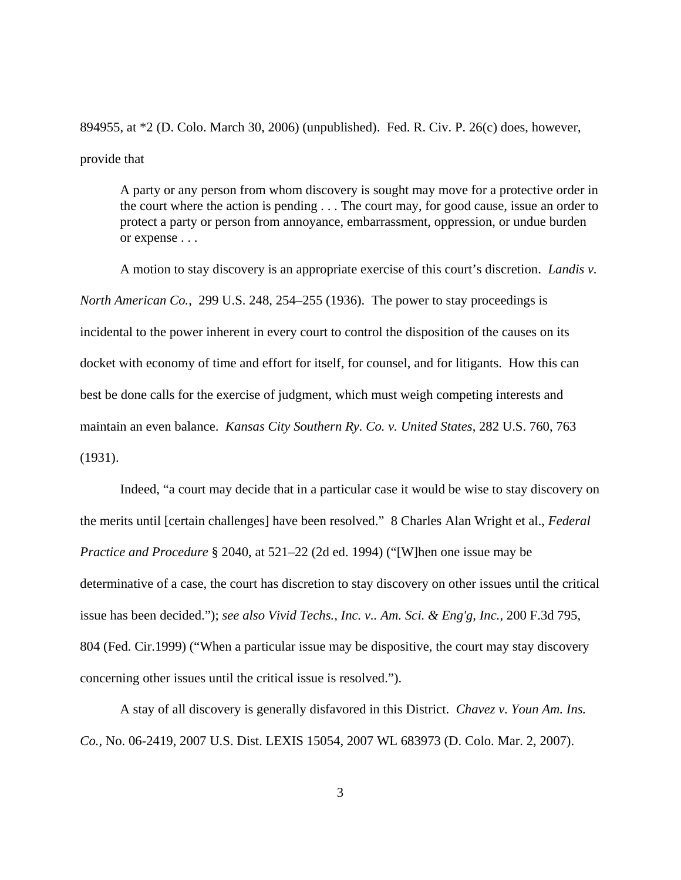894955, at *2 (D. Colo. March 30, 2006) (unpublished). Fed. R. Civ. P. 26(c) does, however, provide that

> A party or any person from whom discovery is sought may move for a protective order in the court where the action is pending . . . The court may, for good cause, issue an order to protect a party or person from annoyance, embarrassment, oppression, or undue burden or expense . . .

A motion to stay discovery is an appropriate exercise of this court's discretion. *Landis v. North American Co.*, 299 U.S. 248, 254–255 (1936). The power to stay proceedings is incidental to the power inherent in every court to control the disposition of the causes on its docket with economy of time and effort for itself, for counsel, and for litigants. How this can best be done calls for the exercise of judgment, which must weigh competing interests and maintain an even balance. *Kansas City Southern Ry. Co. v. United States*, 282 U.S. 760, 763 (1931).

Indeed, "a court may decide that in a particular case it would be wise to stay discovery on the merits until [certain challenges] have been resolved." 8 Charles Alan Wright et al., *Federal Practice and Procedure* § 2040, at 521–22 (2d ed. 1994) ("[W]hen one issue may be determinative of a case, the court has discretion to stay discovery on other issues until the critical issue has been decided."); *see also Vivid Techs., Inc. v.. Am. Sci. & Eng'g, Inc.*, 200 F.3d 795, 804 (Fed. Cir.1999) ("When a particular issue may be dispositive, the court may stay discovery concerning other issues until the critical issue is resolved.").

A stay of all discovery is generally disfavored in this District. *Chavez v. Youn Am. Ins. Co.*, No. 06-2419, 2007 U.S. Dist. LEXIS 15054, 2007 WL 683973 (D. Colo. Mar. 2, 2007).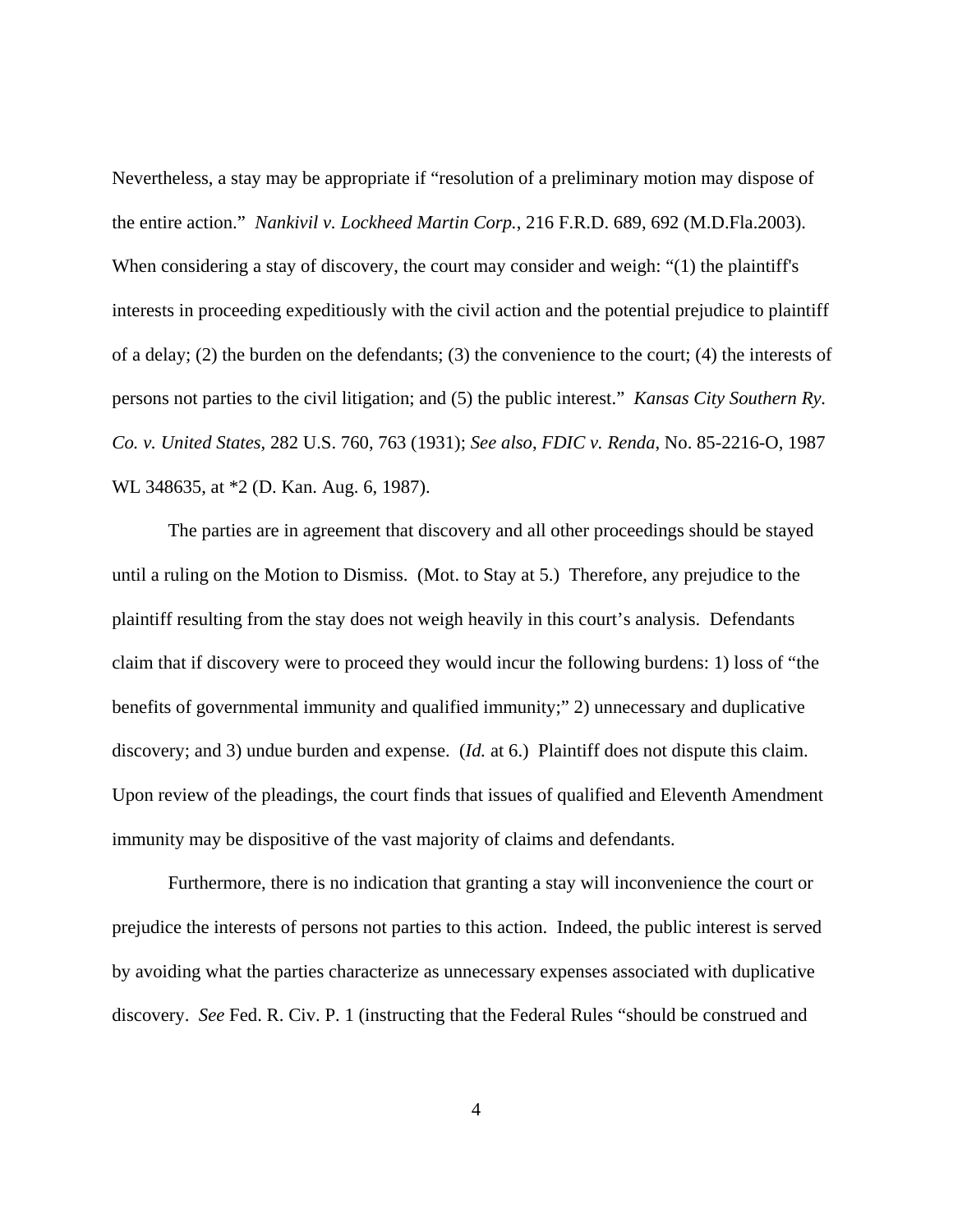Nevertheless, a stay may be appropriate if "resolution of a preliminary motion may dispose of the entire action." *Nankivil v. Lockheed Martin Corp.*, 216 F.R.D. 689, 692 (M.D.Fla.2003). When considering a stay of discovery, the court may consider and weigh: "(1) the plaintiff's interests in proceeding expeditiously with the civil action and the potential prejudice to plaintiff of a delay; (2) the burden on the defendants; (3) the convenience to the court; (4) the interests of persons not parties to the civil litigation; and (5) the public interest." *Kansas City Southern Ry. Co. v. United States*, 282 U.S. 760, 763 (1931); *See also*, *FDIC v. Renda*, No. 85-2216-O, 1987 WL 348635, at *2 (D. Kan. Aug. 6, 1987).

The parties are in agreement that discovery and all other proceedings should be stayed until a ruling on the Motion to Dismiss. (Mot. to Stay at 5.) Therefore, any prejudice to the plaintiff resulting from the stay does not weigh heavily in this court's analysis. Defendants claim that if discovery were to proceed they would incur the following burdens: 1) loss of "the benefits of governmental immunity and qualified immunity;" 2) unnecessary and duplicative discovery; and 3) undue burden and expense. (*Id.* at 6.) Plaintiff does not dispute this claim. Upon review of the pleadings, the court finds that issues of qualified and Eleventh Amendment immunity may be dispositive of the vast majority of claims and defendants.

Furthermore, there is no indication that granting a stay will inconvenience the court or prejudice the interests of persons not parties to this action. Indeed, the public interest is served by avoiding what the parties characterize as unnecessary expenses associated with duplicative discovery. *See* Fed. R. Civ. P. 1 (instructing that the Federal Rules "should be construed and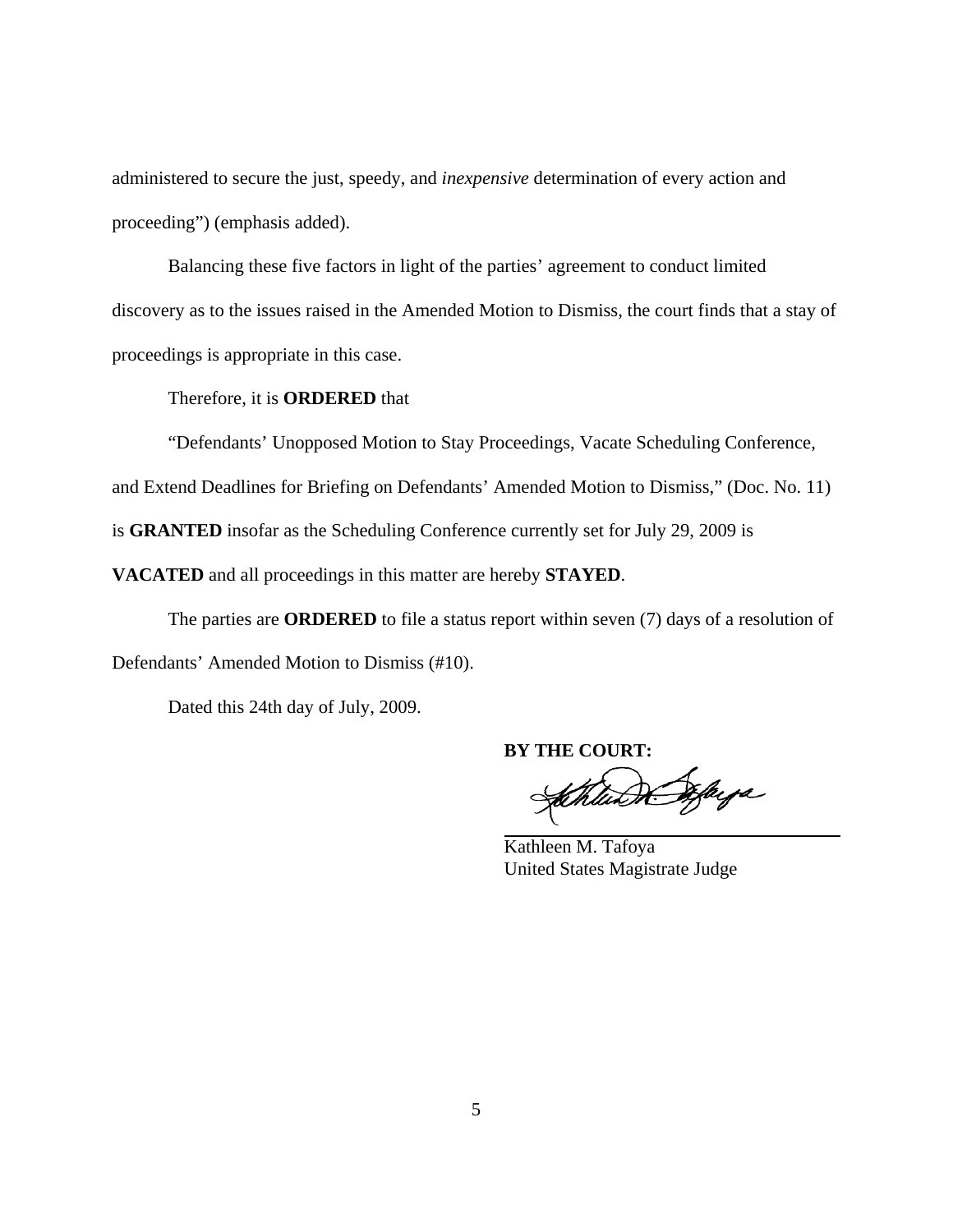administered to secure the just, speedy, and *inexpensive* determination of every action and proceeding") (emphasis added).

Balancing these five factors in light of the parties' agreement to conduct limited discovery as to the issues raised in the Amended Motion to Dismiss, the court finds that a stay of proceedings is appropriate in this case.

Therefore, it is **ORDERED** that

"Defendants' Unopposed Motion to Stay Proceedings, Vacate Scheduling Conference, and Extend Deadlines for Briefing on Defendants' Amended Motion to Dismiss," (Doc. No. 11) is **GRANTED** insofar as the Scheduling Conference currently set for July 29, 2009 is **VACATED** and all proceedings in this matter are hereby **STAYED**.

The parties are **ORDERED** to file a status report within seven (7) days of a resolution of Defendants' Amended Motion to Dismiss (#10).

Dated this 24th day of July, 2009.

**BY THE COURT:**

Kathleen M. Tafoya
United States Magistrate Judge